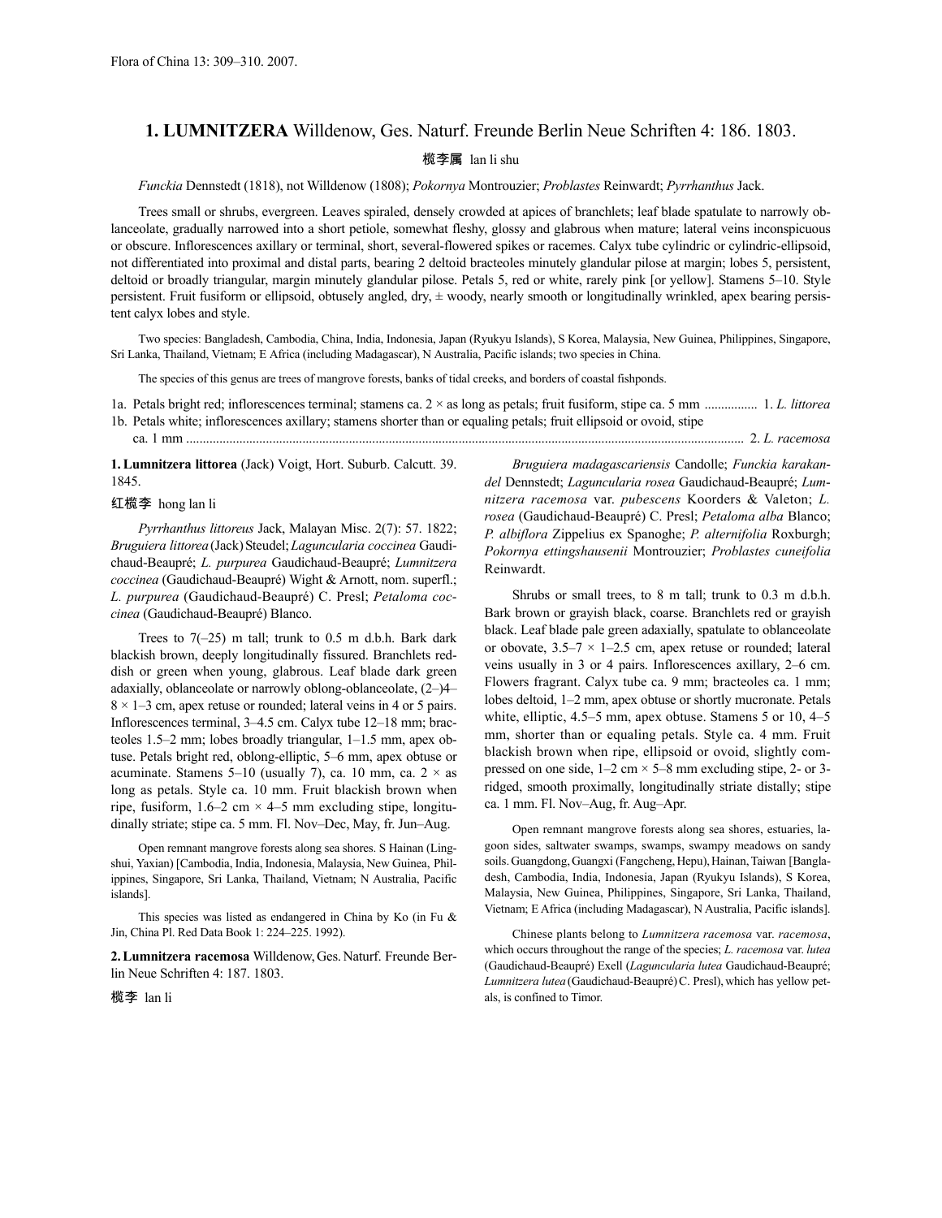# 1. LUMNITZERA Willdenow, Ges. Naturf. Freunde Berlin Neue Schriften 4: 186. 1803.

榄李属 lan li shu

*Funckia* Dennstedt (1818), not Willdenow (1808); *Pokornya* Montrouzier; *Problastes* Reinwardt; *Pyrrhanthus* Jack.

Trees small or shrubs, evergreen. Leaves spiraled, densely crowded at apices of branchlets; leaf blade spatulate to narrowly oblanceolate, gradually narrowed into a short petiole, somewhat fleshy, glossy and glabrous when mature; lateral veins inconspicuous or obscure. Inflorescences axillary or terminal, short, several-flowered spikes or racemes. Calyx tube cylindric or cylindric-ellipsoid, not differentiated into proximal and distal parts, bearing 2 deltoid bracteoles minutely glandular pilose at margin; lobes 5, persistent, deltoid or broadly triangular, margin minutely glandular pilose. Petals 5, red or white, rarely pink [or yellow]. Stamens 5–10. Style persistent. Fruit fusiform or ellipsoid, obtusely angled, dry, ± woody, nearly smooth or longitudinally wrinkled, apex bearing persistent calyx lobes and style.

Two species: Bangladesh, Cambodia, China, India, Indonesia, Japan (Ryukyu Islands), S Korea, Malaysia, New Guinea, Philippines, Singapore, Sri Lanka, Thailand, Vietnam; E Africa (including Madagascar), N Australia, Pacific islands; two species in China.

The species of this genus are trees of mangrove forests, banks of tidal creeks, and borders of coastal fishponds.

1a. Petals bright red; inflorescences terminal; stamens ca. 2 × as long as petals; fruit fusiform, stipe ca. 5 mm ................ 1. *L. littorea*
1b. Petals white; inflorescences axillary; stamens shorter than or equaling petals; fruit ellipsoid or ovoid, stipe ca. 1 mm ........................................................................................................................................................ 2. *L. racemosa*

**1. Lumnitzera littorea** (Jack) Voigt, Hort. Suburb. Calcutt. 39. 1845.

红榄李 hong lan li

*Pyrrhanthus littoreus* Jack, Malayan Misc. 2(7): 57. 1822; *Bruguiera littorea* (Jack) Steudel; *Laguncularia coccinea* Gaudichaud-Beaupré; *L. purpurea* Gaudichaud-Beaupré; *Lumnitzera coccinea* (Gaudichaud-Beaupré) Wight & Arnott, nom. superfl.; *L. purpurea* (Gaudichaud-Beaupré) C. Presl; *Petaloma coccinea* (Gaudichaud-Beaupré) Blanco.

Trees to 7(–25) m tall; trunk to 0.5 m d.b.h. Bark dark blackish brown, deeply longitudinally fissured. Branchlets reddish or green when young, glabrous. Leaf blade dark green adaxially, oblanceolate or narrowly oblong-oblanceolate, (2–)4–8 × 1–3 cm, apex retuse or rounded; lateral veins in 4 or 5 pairs. Inflorescences terminal, 3–4.5 cm. Calyx tube 12–18 mm; bracteoles 1.5–2 mm; lobes broadly triangular, 1–1.5 mm, apex obtuse. Petals bright red, oblong-elliptic, 5–6 mm, apex obtuse or acuminate. Stamens 5–10 (usually 7), ca. 10 mm, ca. 2 × as long as petals. Style ca. 10 mm. Fruit blackish brown when ripe, fusiform, 1.6–2 cm × 4–5 mm excluding stipe, longitudinally striate; stipe ca. 5 mm. Fl. Nov–Dec, May, fr. Jun–Aug.

Open remnant mangrove forests along sea shores. S Hainan (Lingshui, Yaxian) [Cambodia, India, Indonesia, Malaysia, New Guinea, Philippines, Singapore, Sri Lanka, Thailand, Vietnam; N Australia, Pacific islands].

This species was listed as endangered in China by Ko (in Fu & Jin, China Pl. Red Data Book 1: 224–225. 1992).

**2. Lumnitzera racemosa** Willdenow, Ges. Naturf. Freunde Berlin Neue Schriften 4: 187. 1803.

榄李 lan li

*Bruguiera madagascariensis* Candolle; *Funckia karakandel* Dennstedt; *Laguncularia rosea* Gaudichaud-Beaupré; *Lumnitzera racemosa* var. *pubescens* Koorders & Valeton; *L. rosea* (Gaudichaud-Beaupré) C. Presl; *Petaloma alba* Blanco; *P. albiflora* Zippelius ex Spanoghe; *P. alternifolia* Roxburgh; *Pokornya ettingshausenii* Montrouzier; *Problastes cuneifolia* Reinwardt.

Shrubs or small trees, to 8 m tall; trunk to 0.3 m d.b.h. Bark brown or grayish black, coarse. Branchlets red or grayish black. Leaf blade pale green adaxially, spatulate to oblanceolate or obovate, 3.5–7 × 1–2.5 cm, apex retuse or rounded; lateral veins usually in 3 or 4 pairs. Inflorescences axillary, 2–6 cm. Flowers fragrant. Calyx tube ca. 9 mm; bracteoles ca. 1 mm; lobes deltoid, 1–2 mm, apex obtuse or shortly mucronate. Petals white, elliptic, 4.5–5 mm, apex obtuse. Stamens 5 or 10, 4–5 mm, shorter than or equaling petals. Style ca. 4 mm. Fruit blackish brown when ripe, ellipsoid or ovoid, slightly compressed on one side, 1–2 cm × 5–8 mm excluding stipe, 2- or 3-ridged, smooth proximally, longitudinally striate distally; stipe ca. 1 mm. Fl. Nov–Aug, fr. Aug–Apr.

Open remnant mangrove forests along sea shores, estuaries, lagoon sides, saltwater swamps, swamps, swampy meadows on sandy soils. Guangdong, Guangxi (Fangcheng, Hepu), Hainan, Taiwan [Bangladesh, Cambodia, India, Indonesia, Japan (Ryukyu Islands), S Korea, Malaysia, New Guinea, Philippines, Singapore, Sri Lanka, Thailand, Vietnam; E Africa (including Madagascar), N Australia, Pacific islands].

Chinese plants belong to *Lumnitzera racemosa* var. *racemosa*, which occurs throughout the range of the species; *L. racemosa* var. *lutea* (Gaudichaud-Beaupré) Exell (*Laguncularia lutea* Gaudichaud-Beaupré; *Lumnitzera lutea* (Gaudichaud-Beaupré) C. Presl), which has yellow petals, is confined to Timor.